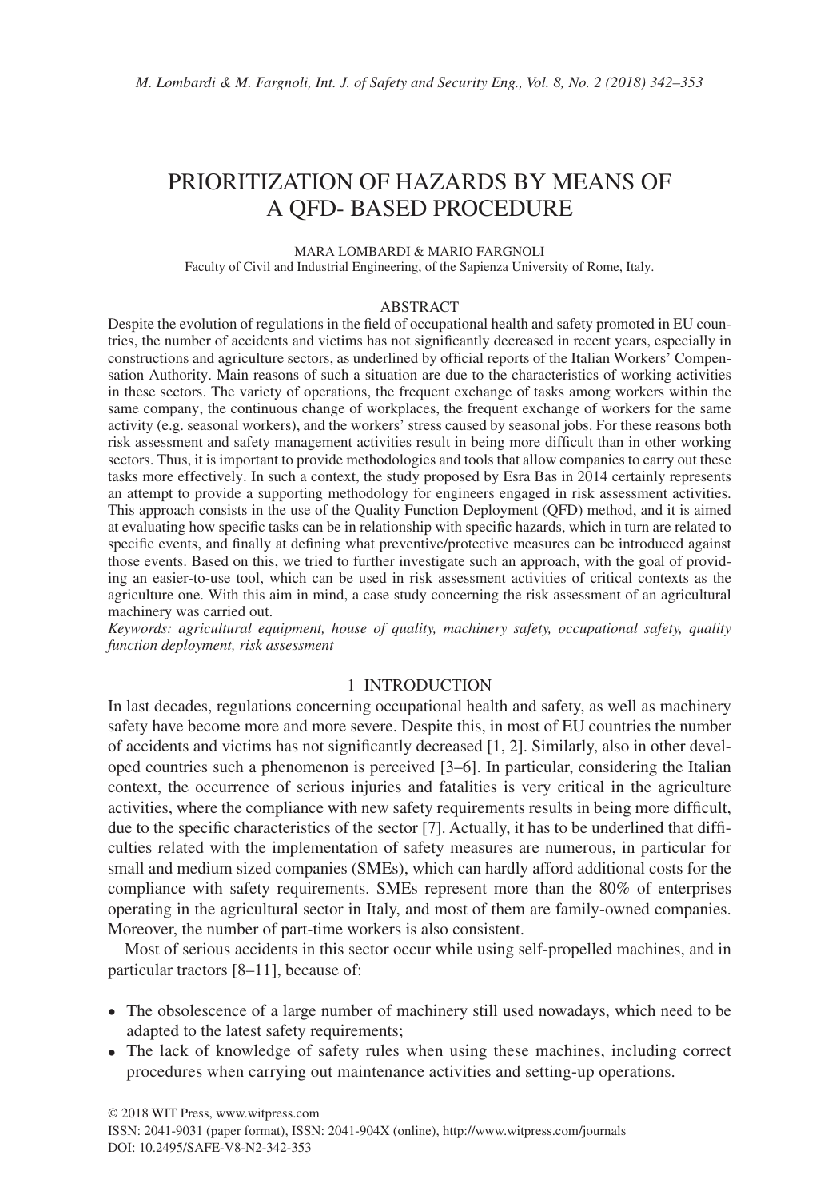# PRIORITIZATION OF HAZARDS BY MEANS OF A QFD- BASED PROCEDURE

MARA LOMBARDI & MARIO FARGNOLI

Faculty of Civil and Industrial Engineering, of the Sapienza University of Rome, Italy.

## ABSTRACT

Despite the evolution of regulations in the field of occupational health and safety promoted in EU countries, the number of accidents and victims has not significantly decreased in recent years, especially in constructions and agriculture sectors, as underlined by official reports of the Italian Workers' Compensation Authority. Main reasons of such a situation are due to the characteristics of working activities in these sectors. The variety of operations, the frequent exchange of tasks among workers within the same company, the continuous change of workplaces, the frequent exchange of workers for the same activity (e.g. seasonal workers), and the workers' stress caused by seasonal jobs. For these reasons both risk assessment and safety management activities result in being more difficult than in other working sectors. Thus, it is important to provide methodologies and tools that allow companies to carry out these tasks more effectively. In such a context, the study proposed by Esra Bas in 2014 certainly represents an attempt to provide a supporting methodology for engineers engaged in risk assessment activities. This approach consists in the use of the Quality Function Deployment (QFD) method, and it is aimed at evaluating how specific tasks can be in relationship with specific hazards, which in turn are related to specific events, and finally at defining what preventive/protective measures can be introduced against those events. Based on this, we tried to further investigate such an approach, with the goal of providing an easier-to-use tool, which can be used in risk assessment activities of critical contexts as the agriculture one. With this aim in mind, a case study concerning the risk assessment of an agricultural machinery was carried out.

*Keywords: agricultural equipment, house of quality, machinery safety, occupational safety, quality function deployment, risk assessment*

## 1 INTRODUCTION

In last decades, regulations concerning occupational health and safety, as well as machinery safety have become more and more severe. Despite this, in most of EU countries the number of accidents and victims has not significantly decreased [1, 2]. Similarly, also in other developed countries such a phenomenon is perceived [3–6]. In particular, considering the Italian context, the occurrence of serious injuries and fatalities is very critical in the agriculture activities, where the compliance with new safety requirements results in being more difficult, due to the specific characteristics of the sector [7]. Actually, it has to be underlined that difficulties related with the implementation of safety measures are numerous, in particular for small and medium sized companies (SMEs), which can hardly afford additional costs for the compliance with safety requirements. SMEs represent more than the 80% of enterprises operating in the agricultural sector in Italy, and most of them are family-owned companies. Moreover, the number of part-time workers is also consistent.

Most of serious accidents in this sector occur while using self-propelled machines, and in particular tractors [8–11], because of:

- The obsolescence of a large number of machinery still used nowadays, which need to be adapted to the latest safety requirements;
- The lack of knowledge of safety rules when using these machines, including correct procedures when carrying out maintenance activities and setting-up operations.

© 2018 WIT Press, www.witpress.com
ISSN: 2041-9031 (paper format), ISSN: 2041-904X (online), http://www.witpress.com/journals
DOI: 10.2495/SAFE-V8-N2-342-353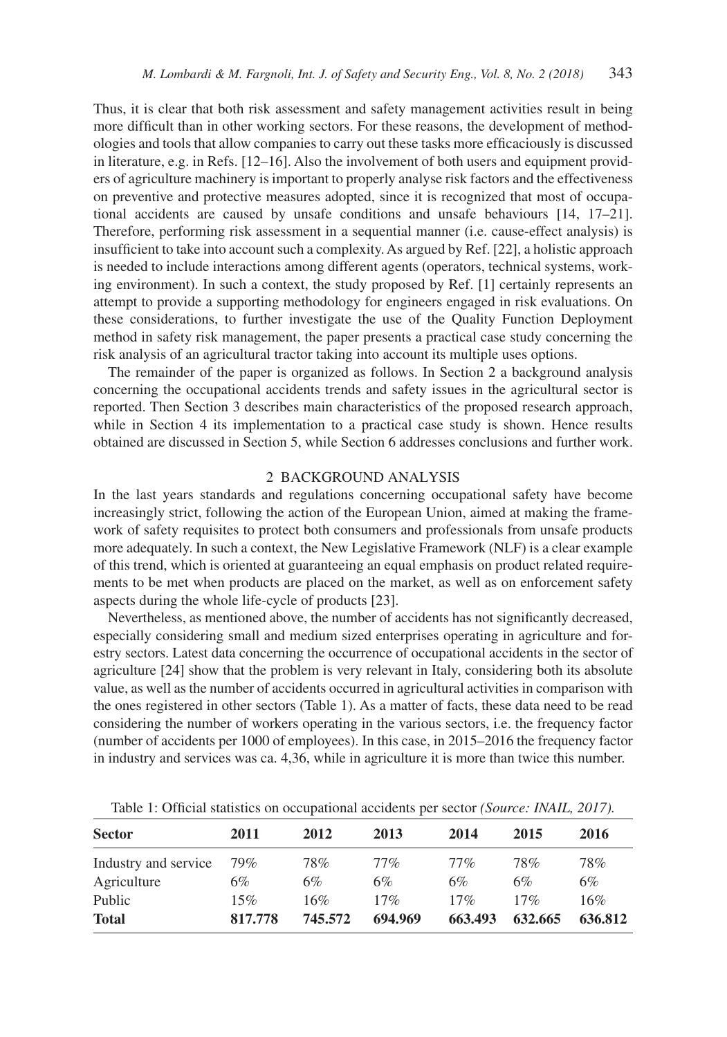Thus, it is clear that both risk assessment and safety management activities result in being more difficult than in other working sectors. For these reasons, the development of methodologies and tools that allow companies to carry out these tasks more efficaciously is discussed in literature, e.g. in Refs. [12–16]. Also the involvement of both users and equipment providers of agriculture machinery is important to properly analyse risk factors and the effectiveness on preventive and protective measures adopted, since it is recognized that most of occupational accidents are caused by unsafe conditions and unsafe behaviours [14, 17–21]. Therefore, performing risk assessment in a sequential manner (i.e. cause-effect analysis) is insufficient to take into account such a complexity. As argued by Ref. [22], a holistic approach is needed to include interactions among different agents (operators, technical systems, working environment). In such a context, the study proposed by Ref. [1] certainly represents an attempt to provide a supporting methodology for engineers engaged in risk evaluations. On these considerations, to further investigate the use of the Quality Function Deployment method in safety risk management, the paper presents a practical case study concerning the risk analysis of an agricultural tractor taking into account its multiple uses options.

The remainder of the paper is organized as follows. In Section 2 a background analysis concerning the occupational accidents trends and safety issues in the agricultural sector is reported. Then Section 3 describes main characteristics of the proposed research approach, while in Section 4 its implementation to a practical case study is shown. Hence results obtained are discussed in Section 5, while Section 6 addresses conclusions and further work.

## 2 BACKGROUND ANALYSIS

In the last years standards and regulations concerning occupational safety have become increasingly strict, following the action of the European Union, aimed at making the framework of safety requisites to protect both consumers and professionals from unsafe products more adequately. In such a context, the New Legislative Framework (NLF) is a clear example of this trend, which is oriented at guaranteeing an equal emphasis on product related requirements to be met when products are placed on the market, as well as on enforcement safety aspects during the whole life-cycle of products [23].

Nevertheless, as mentioned above, the number of accidents has not significantly decreased, especially considering small and medium sized enterprises operating in agriculture and forestry sectors. Latest data concerning the occurrence of occupational accidents in the sector of agriculture [24] show that the problem is very relevant in Italy, considering both its absolute value, as well as the number of accidents occurred in agricultural activities in comparison with the ones registered in other sectors (Table 1). As a matter of facts, these data need to be read considering the number of workers operating in the various sectors, i.e. the frequency factor (number of accidents per 1000 of employees). In this case, in 2015–2016 the frequency factor in industry and services was ca. 4,36, while in agriculture it is more than twice this number.

Table 1: Official statistics on occupational accidents per sector *(Source: INAIL, 2017).*

| Sector | 2011 | 2012 | 2013 | 2014 | 2015 | 2016 |
|---|---|---|---|---|---|---|
| Industry and service | 79% | 78% | 77% | 77% | 78% | 78% |
| Agriculture | 6% | 6% | 6% | 6% | 6% | 6% |
| Public | 15% | 16% | 17% | 17% | 17% | 16% |
| **Total** | **817.778** | **745.572** | **694.969** | **663.493** | **632.665** | **636.812** |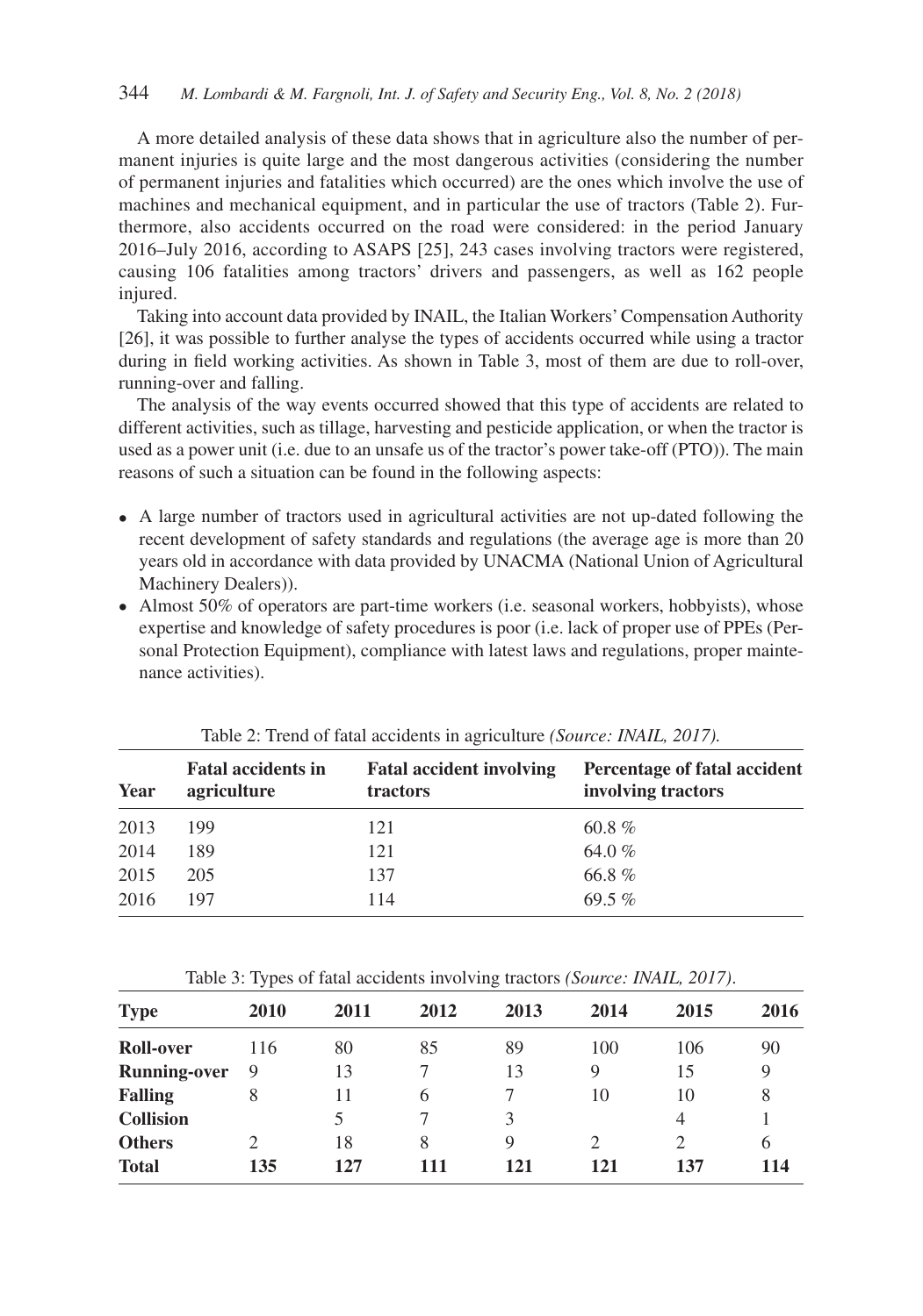A more detailed analysis of these data shows that in agriculture also the number of permanent injuries is quite large and the most dangerous activities (considering the number of permanent injuries and fatalities which occurred) are the ones which involve the use of machines and mechanical equipment, and in particular the use of tractors (Table 2). Furthermore, also accidents occurred on the road were considered: in the period January 2016–July 2016, according to ASAPS [25], 243 cases involving tractors were registered, causing 106 fatalities among tractors' drivers and passengers, as well as 162 people injured.

Taking into account data provided by INAIL, the Italian Workers' Compensation Authority [26], it was possible to further analyse the types of accidents occurred while using a tractor during in field working activities. As shown in Table 3, most of them are due to roll-over, running-over and falling.

The analysis of the way events occurred showed that this type of accidents are related to different activities, such as tillage, harvesting and pesticide application, or when the tractor is used as a power unit (i.e. due to an unsafe us of the tractor's power take-off (PTO)). The main reasons of such a situation can be found in the following aspects:

- A large number of tractors used in agricultural activities are not up-dated following the recent development of safety standards and regulations (the average age is more than 20 years old in accordance with data provided by UNACMA (National Union of Agricultural Machinery Dealers)).
- Almost 50% of operators are part-time workers (i.e. seasonal workers, hobbyists), whose expertise and knowledge of safety procedures is poor (i.e. lack of proper use of PPEs (Personal Protection Equipment), compliance with latest laws and regulations, proper maintenance activities).

Table 2: Trend of fatal accidents in agriculture *(Source: INAIL, 2017).*

| Year | Fatal accidents in agriculture | Fatal accident involving tractors | Percentage of fatal accident involving tractors |
|---|---|---|---|
| 2013 | 199 | 121 | 60.8 % |
| 2014 | 189 | 121 | 64.0 % |
| 2015 | 205 | 137 | 66.8 % |
| 2016 | 197 | 114 | 69.5 % |

Table 3: Types of fatal accidents involving tractors *(Source: INAIL, 2017)*.

| Type | 2010 | 2011 | 2012 | 2013 | 2014 | 2015 | 2016 |
|---|---|---|---|---|---|---|---|
| **Roll-over** | 116 | 80 | 85 | 89 | 100 | 106 | 90 |
| **Running-over** | 9 | 13 | 7 | 13 | 9 | 15 | 9 |
| **Falling** | 8 | 11 | 6 | 7 | 10 | 10 | 8 |
| **Collision** | | 5 | 7 | 3 | | 4 | 1 |
| **Others** | 2 | 18 | 8 | 9 | 2 | 2 | 6 |
| **Total** | **135** | **127** | **111** | **121** | **121** | **137** | **114** |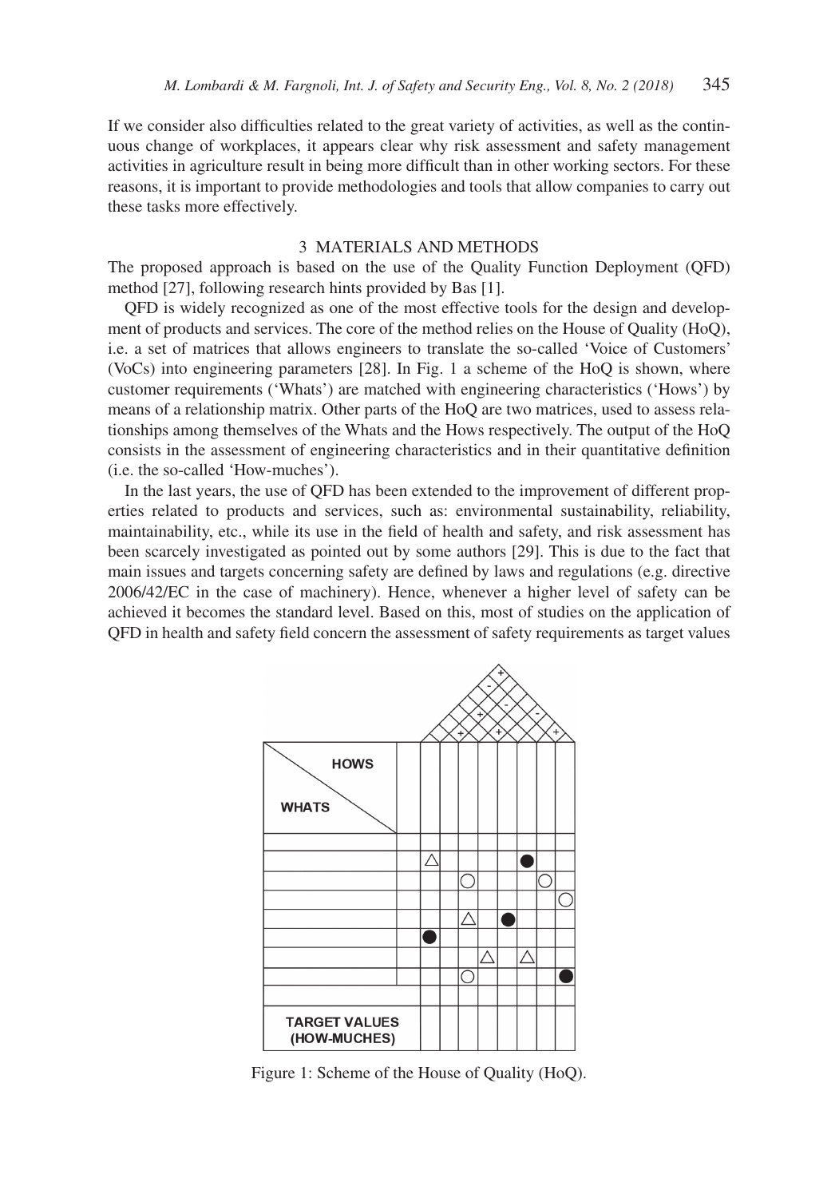If we consider also difficulties related to the great variety of activities, as well as the continuous change of workplaces, it appears clear why risk assessment and safety management activities in agriculture result in being more difficult than in other working sectors. For these reasons, it is important to provide methodologies and tools that allow companies to carry out these tasks more effectively.

## 3 MATERIALS AND METHODS

The proposed approach is based on the use of the Quality Function Deployment (QFD) method [27], following research hints provided by Bas [1].

QFD is widely recognized as one of the most effective tools for the design and development of products and services. The core of the method relies on the House of Quality (HoQ), i.e. a set of matrices that allows engineers to translate the so-called 'Voice of Customers' (VoCs) into engineering parameters [28]. In Fig. 1 a scheme of the HoQ is shown, where customer requirements ('Whats') are matched with engineering characteristics ('Hows') by means of a relationship matrix. Other parts of the HoQ are two matrices, used to assess relationships among themselves of the Whats and the Hows respectively. The output of the HoQ consists in the assessment of engineering characteristics and in their quantitative definition (i.e. the so-called 'How-muches').

In the last years, the use of QFD has been extended to the improvement of different properties related to products and services, such as: environmental sustainability, reliability, maintainability, etc., while its use in the field of health and safety, and risk assessment has been scarcely investigated as pointed out by some authors [29]. This is due to the fact that main issues and targets concerning safety are defined by laws and regulations (e.g. directive 2006/42/EC in the case of machinery). Hence, whenever a higher level of safety can be achieved it becomes the standard level. Based on this, most of studies on the application of QFD in health and safety field concern the assessment of safety requirements as target values

Figure 1: Scheme of the House of Quality (HoQ).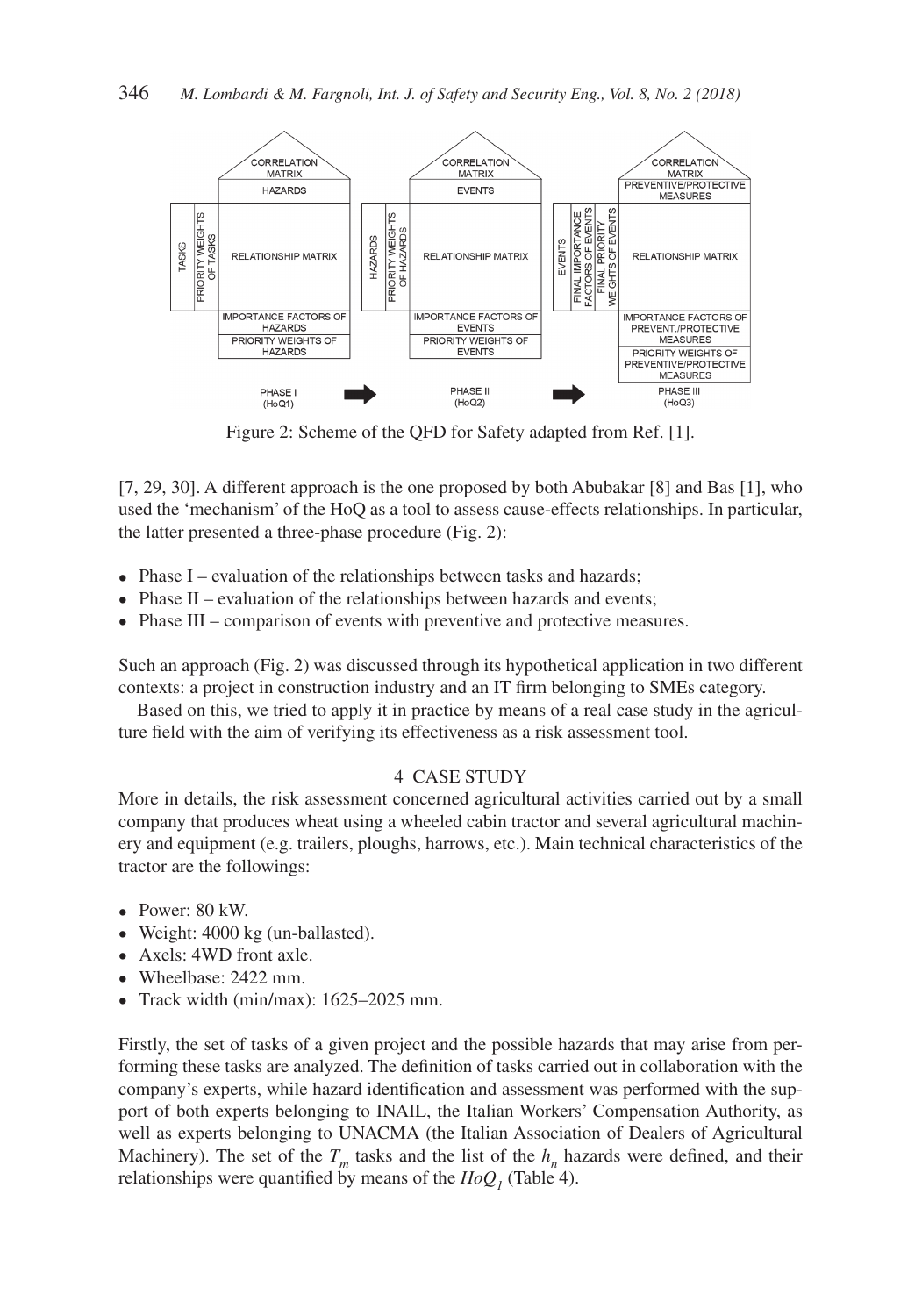Figure 2: Scheme of the QFD for Safety adapted from Ref. [1].

[7, 29, 30]. A different approach is the one proposed by both Abubakar [8] and Bas [1], who used the 'mechanism' of the HoQ as a tool to assess cause-effects relationships. In particular, the latter presented a three-phase procedure (Fig. 2):

- Phase I – evaluation of the relationships between tasks and hazards;
- Phase II – evaluation of the relationships between hazards and events;
- Phase III – comparison of events with preventive and protective measures.

Such an approach (Fig. 2) was discussed through its hypothetical application in two different contexts: a project in construction industry and an IT firm belonging to SMEs category.

Based on this, we tried to apply it in practice by means of a real case study in the agriculture field with the aim of verifying its effectiveness as a risk assessment tool.

## 4 CASE STUDY

More in details, the risk assessment concerned agricultural activities carried out by a small company that produces wheat using a wheeled cabin tractor and several agricultural machinery and equipment (e.g. trailers, ploughs, harrows, etc.). Main technical characteristics of the tractor are the followings:

- Power: 80 kW.
- Weight: 4000 kg (un-ballasted).
- Axels: 4WD front axle.
- Wheelbase: 2422 mm.
- Track width (min/max): 1625–2025 mm.

Firstly, the set of tasks of a given project and the possible hazards that may arise from performing these tasks are analyzed. The definition of tasks carried out in collaboration with the company's experts, while hazard identification and assessment was performed with the support of both experts belonging to INAIL, the Italian Workers' Compensation Authority, as well as experts belonging to UNACMA (the Italian Association of Dealers of Agricultural Machinery). The set of the $T_m$ tasks and the list of the $h_n$ hazards were defined, and their relationships were quantified by means of the $HoQ_1$ (Table 4).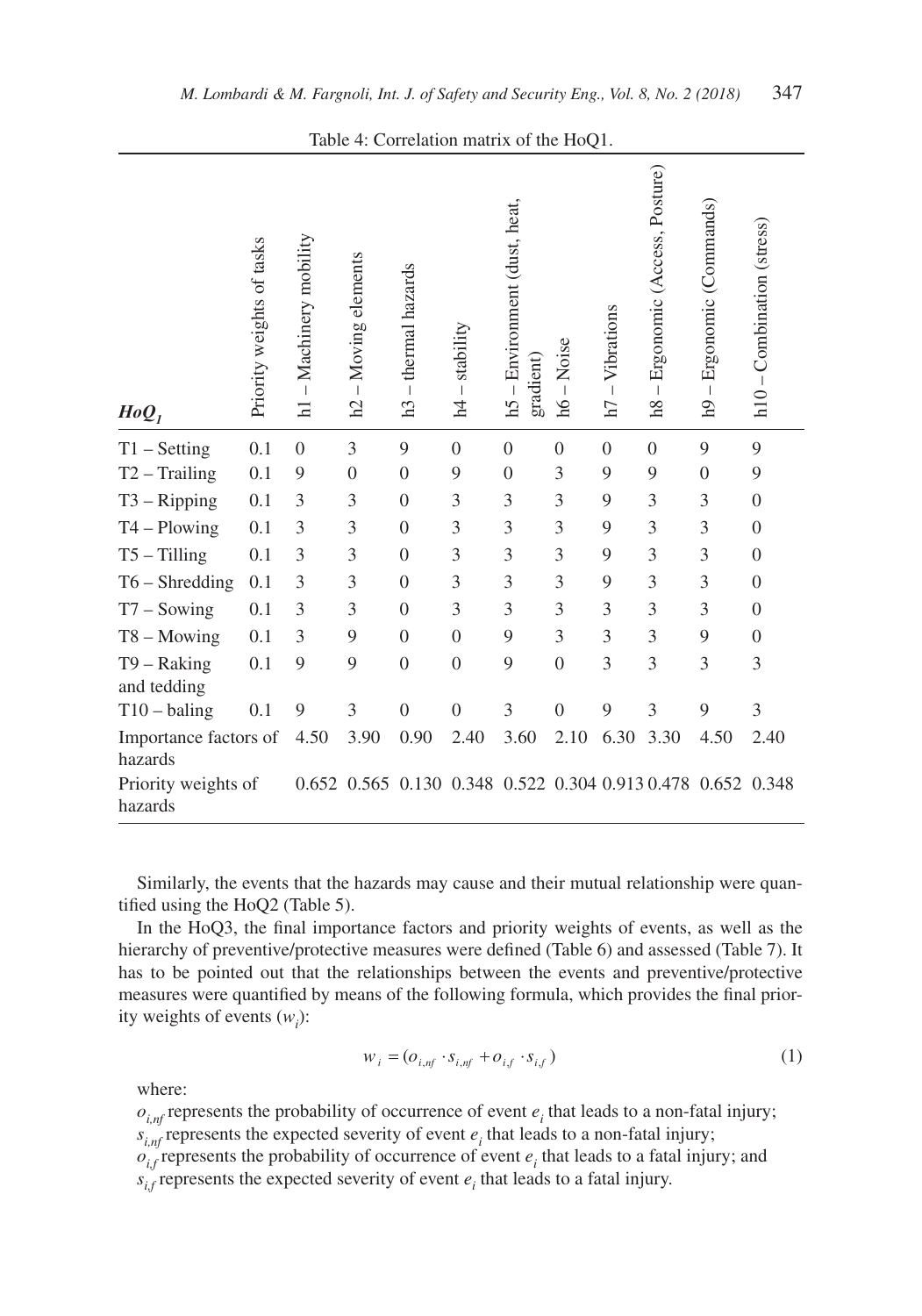Table 4: Correlation matrix of the HoQ1.

| $HoQ_1$ | Priority weights of tasks | h1 – Machinery mobility | h2 – Moving elements | h3 – thermal hazards | h4 – stability | h5 – Environment (dust, heat, gradient) | h6 – Noise | h7 – Vibrations | h8 – Ergonomic (Access, Posture) | h9 – Ergonomic (Commands) | h10 – Combination (stress) |
|---|---|---|---|---|---|---|---|---|---|---|---|
| T1 – Setting | 0.1 | 0 | 3 | 9 | 0 | 0 | 0 | 0 | 0 | 9 | 9 |
| T2 – Trailing | 0.1 | 9 | 0 | 0 | 9 | 0 | 3 | 9 | 9 | 0 | 9 |
| T3 – Ripping | 0.1 | 3 | 3 | 0 | 3 | 3 | 3 | 9 | 3 | 3 | 0 |
| T4 – Plowing | 0.1 | 3 | 3 | 0 | 3 | 3 | 3 | 9 | 3 | 3 | 0 |
| T5 – Tilling | 0.1 | 3 | 3 | 0 | 3 | 3 | 3 | 9 | 3 | 3 | 0 |
| T6 – Shredding | 0.1 | 3 | 3 | 0 | 3 | 3 | 3 | 9 | 3 | 3 | 0 |
| T7 – Sowing | 0.1 | 3 | 3 | 0 | 3 | 3 | 3 | 3 | 3 | 3 | 0 |
| T8 – Mowing | 0.1 | 3 | 9 | 0 | 0 | 9 | 3 | 3 | 3 | 9 | 0 |
| T9 – Raking and tedding | 0.1 | 9 | 9 | 0 | 0 | 9 | 0 | 3 | 3 | 3 | 3 |
| T10 – baling | 0.1 | 9 | 3 | 0 | 0 | 3 | 0 | 9 | 3 | 9 | 3 |
| Importance factors of hazards | | 4.50 | 3.90 | 0.90 | 2.40 | 3.60 | 2.10 | 6.30 | 3.30 | 4.50 | 2.40 |
| Priority weights of hazards | | 0.652 | 0.565 | 0.130 | 0.348 | 0.522 | 0.304 | 0.913 | 0.478 | 0.652 | 0.348 |

Similarly, the events that the hazards may cause and their mutual relationship were quantified using the HoQ2 (Table 5).

In the HoQ3, the final importance factors and priority weights of events, as well as the hierarchy of preventive/protective measures were defined (Table 6) and assessed (Table 7). It has to be pointed out that the relationships between the events and preventive/protective measures were quantified by means of the following formula, which provides the final priority weights of events ($w_i$):

$$w_i = (o_{i,nf} \cdot s_{i,nf} + o_{i,f} \cdot s_{i,f}) \tag{1}$$

where:

$o_{i,nf}$ represents the probability of occurrence of event $e_i$ that leads to a non-fatal injury;
$s_{i,nf}$ represents the expected severity of event $e_i$ that leads to a non-fatal injury;
$o_{i,f}$ represents the probability of occurrence of event $e_i$ that leads to a fatal injury; and
$s_{i,f}$ represents the expected severity of event $e_i$ that leads to a fatal injury.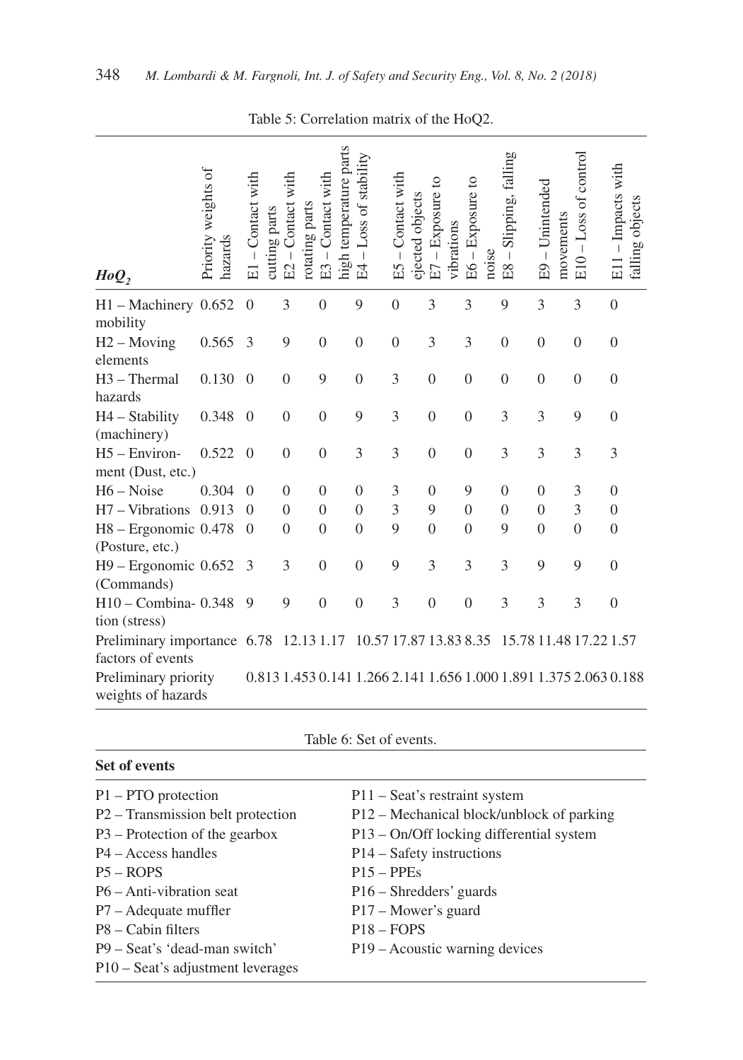Table 5: Correlation matrix of the HoQ2.

| $HoQ_2$ | Priority weights of hazards | E1 – Contact with cutting parts | E2 – Contact with rotating parts | E3 – Contact with high temperature parts | E4 – Loss of stability | E5 – Contact with ejected objects | E7 – Exposure to vibrations | E6 – Exposure to noise | E8 – Slipping, falling | E9 – Unintended movements | E10 – Loss of control | E11 – Impacts with falling objects |
|---|---|---|---|---|---|---|---|---|---|---|---|---|
| H1 – Machinery mobility | 0.652 | 0 | 3 | 0 | 9 | 0 | 3 | 3 | 9 | 3 | 3 | 0 |
| H2 – Moving elements | 0.565 | 3 | 9 | 0 | 0 | 0 | 3 | 3 | 0 | 0 | 0 | 0 |
| H3 – Thermal hazards | 0.130 | 0 | 0 | 9 | 0 | 3 | 0 | 0 | 0 | 0 | 0 | 0 |
| H4 – Stability (machinery) | 0.348 | 0 | 0 | 0 | 9 | 3 | 0 | 0 | 3 | 3 | 9 | 0 |
| H5 – Environment (Dust, etc.) | 0.522 | 0 | 0 | 0 | 3 | 3 | 0 | 0 | 3 | 3 | 3 | 3 |
| H6 – Noise | 0.304 | 0 | 0 | 0 | 0 | 3 | 0 | 9 | 0 | 0 | 3 | 0 |
| H7 – Vibrations | 0.913 | 0 | 0 | 0 | 0 | 3 | 9 | 0 | 0 | 0 | 3 | 0 |
| H8 – Ergonomic (Posture, etc.) | 0.478 | 0 | 0 | 0 | 0 | 9 | 0 | 0 | 9 | 0 | 0 | 0 |
| H9 – Ergonomic (Commands) | 0.652 | 3 | 3 | 0 | 0 | 9 | 3 | 3 | 3 | 9 | 9 | 0 |
| H10 – Combination (stress) | 0.348 | 9 | 9 | 0 | 0 | 3 | 0 | 0 | 3 | 3 | 3 | 0 |
| Preliminary importance factors of events | | 6.78 | 12.13 | 1.17 | 10.57 | 17.87 | 13.83 | 8.35 | 15.78 | 11.48 | 17.22 | 1.57 |
| Preliminary priority weights of hazards | | 0.813 | 1.453 | 0.141 | 1.266 | 2.141 | 1.656 | 1.000 | 1.891 | 1.375 | 2.063 | 0.188 |

Table 6: Set of events.

| **Set of events** | |
|---|---|
| P1 – PTO protection | P11 – Seat's restraint system |
| P2 – Transmission belt protection | P12 – Mechanical block/unblock of parking |
| P3 – Protection of the gearbox | P13 – On/Off locking differential system |
| P4 – Access handles | P14 – Safety instructions |
| P5 – ROPS | P15 – PPEs |
| P6 – Anti-vibration seat | P16 – Shredders' guards |
| P7 – Adequate muffler | P17 – Mower's guard |
| P8 – Cabin filters | P18 – FOPS |
| P9 – Seat's 'dead-man switch' | P19 – Acoustic warning devices |
| P10 – Seat's adjustment leverages | |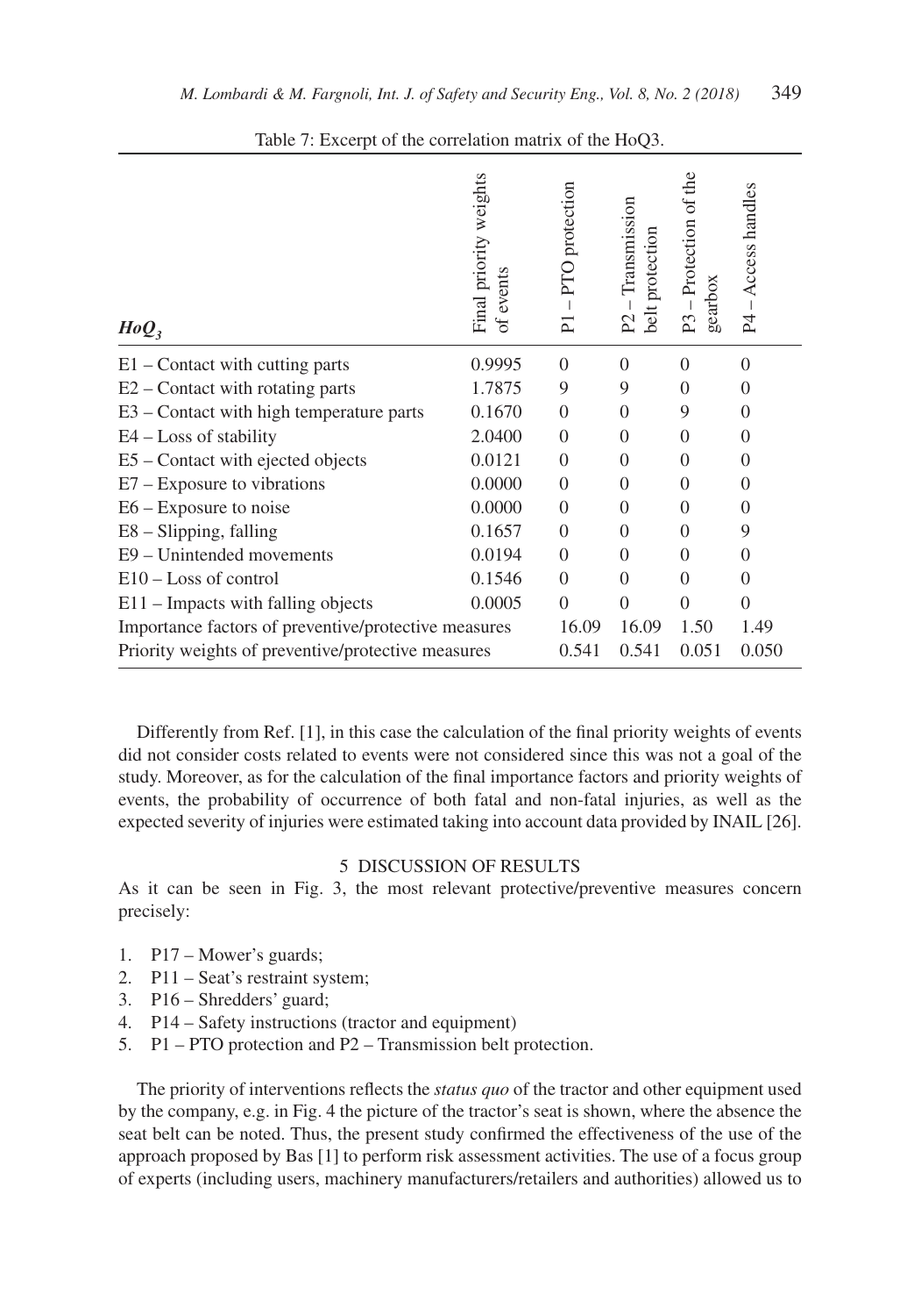Table 7: Excerpt of the correlation matrix of the HoQ3.

| $HoQ_3$ | Final priority weights of events | P1 – PTO protection | P2 – Transmission belt protection | P3 – Protection of the gearbox | P4 – Access handles |
|---|---|---|---|---|---|
| E1 – Contact with cutting parts | 0.9995 | 0 | 0 | 0 | 0 |
| E2 – Contact with rotating parts | 1.7875 | 9 | 9 | 0 | 0 |
| E3 – Contact with high temperature parts | 0.1670 | 0 | 0 | 9 | 0 |
| E4 – Loss of stability | 2.0400 | 0 | 0 | 0 | 0 |
| E5 – Contact with ejected objects | 0.0121 | 0 | 0 | 0 | 0 |
| E7 – Exposure to vibrations | 0.0000 | 0 | 0 | 0 | 0 |
| E6 – Exposure to noise | 0.0000 | 0 | 0 | 0 | 0 |
| E8 – Slipping, falling | 0.1657 | 0 | 0 | 0 | 9 |
| E9 – Unintended movements | 0.0194 | 0 | 0 | 0 | 0 |
| E10 – Loss of control | 0.1546 | 0 | 0 | 0 | 0 |
| E11 – Impacts with falling objects | 0.0005 | 0 | 0 | 0 | 0 |
| Importance factors of preventive/protective measures | | 16.09 | 16.09 | 1.50 | 1.49 |
| Priority weights of preventive/protective measures | | 0.541 | 0.541 | 0.051 | 0.050 |

Differently from Ref. [1], in this case the calculation of the final priority weights of events did not consider costs related to events were not considered since this was not a goal of the study. Moreover, as for the calculation of the final importance factors and priority weights of events, the probability of occurrence of both fatal and non-fatal injuries, as well as the expected severity of injuries were estimated taking into account data provided by INAIL [26].

## 5 DISCUSSION OF RESULTS

As it can be seen in Fig. 3, the most relevant protective/preventive measures concern precisely:

1. P17 – Mower's guards;
2. P11 – Seat's restraint system;
3. P16 – Shredders' guard;
4. P14 – Safety instructions (tractor and equipment)
5. P1 – PTO protection and P2 – Transmission belt protection.

The priority of interventions reflects the *status quo* of the tractor and other equipment used by the company, e.g. in Fig. 4 the picture of the tractor's seat is shown, where the absence the seat belt can be noted. Thus, the present study confirmed the effectiveness of the use of the approach proposed by Bas [1] to perform risk assessment activities. The use of a focus group of experts (including users, machinery manufacturers/retailers and authorities) allowed us to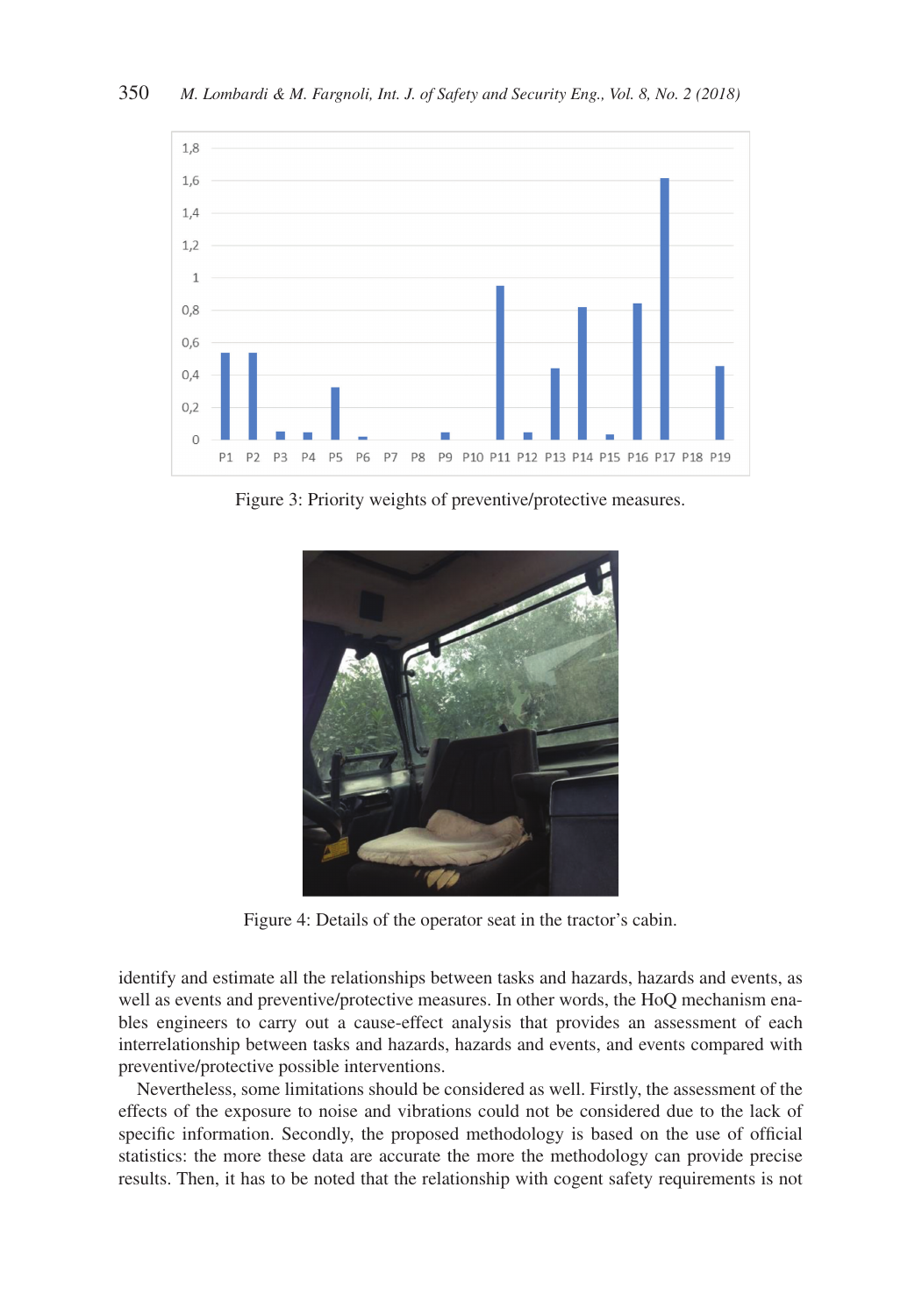Figure 3: Priority weights of preventive/protective measures.

Figure 4: Details of the operator seat in the tractor's cabin.

identify and estimate all the relationships between tasks and hazards, hazards and events, as well as events and preventive/protective measures. In other words, the HoQ mechanism enables engineers to carry out a cause-effect analysis that provides an assessment of each interrelationship between tasks and hazards, hazards and events, and events compared with preventive/protective possible interventions.

Nevertheless, some limitations should be considered as well. Firstly, the assessment of the effects of the exposure to noise and vibrations could not be considered due to the lack of specific information. Secondly, the proposed methodology is based on the use of official statistics: the more these data are accurate the more the methodology can provide precise results. Then, it has to be noted that the relationship with cogent safety requirements is not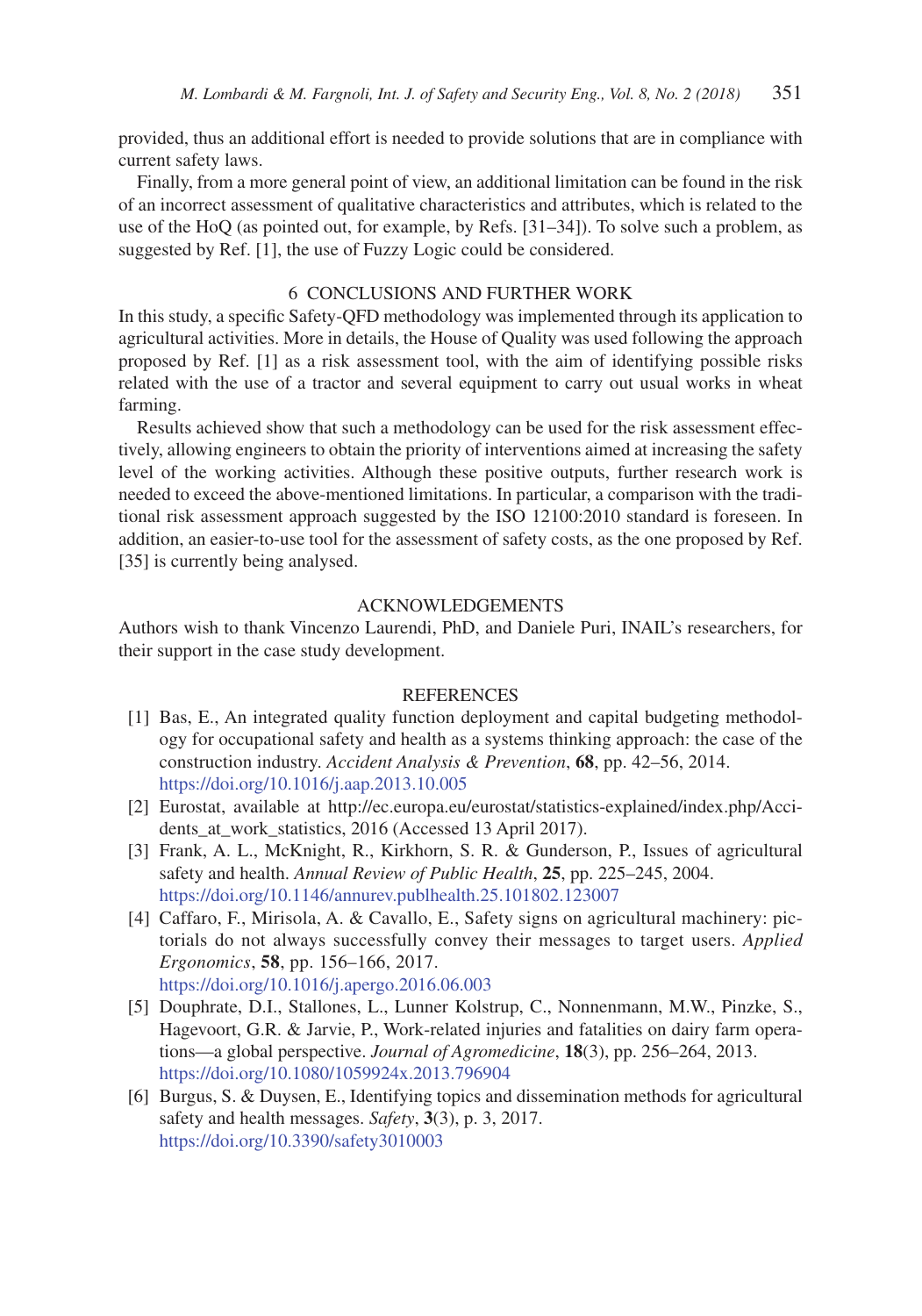provided, thus an additional effort is needed to provide solutions that are in compliance with current safety laws.

Finally, from a more general point of view, an additional limitation can be found in the risk of an incorrect assessment of qualitative characteristics and attributes, which is related to the use of the HoQ (as pointed out, for example, by Refs. [31–34]). To solve such a problem, as suggested by Ref. [1], the use of Fuzzy Logic could be considered.

## 6 CONCLUSIONS AND FURTHER WORK

In this study, a specific Safety-QFD methodology was implemented through its application to agricultural activities. More in details, the House of Quality was used following the approach proposed by Ref. [1] as a risk assessment tool, with the aim of identifying possible risks related with the use of a tractor and several equipment to carry out usual works in wheat farming.

Results achieved show that such a methodology can be used for the risk assessment effectively, allowing engineers to obtain the priority of interventions aimed at increasing the safety level of the working activities. Although these positive outputs, further research work is needed to exceed the above-mentioned limitations. In particular, a comparison with the traditional risk assessment approach suggested by the ISO 12100:2010 standard is foreseen. In addition, an easier-to-use tool for the assessment of safety costs, as the one proposed by Ref. [35] is currently being analysed.

## ACKNOWLEDGEMENTS

Authors wish to thank Vincenzo Laurendi, PhD, and Daniele Puri, INAIL's researchers, for their support in the case study development.

## REFERENCES

[1] Bas, E., An integrated quality function deployment and capital budgeting methodology for occupational safety and health as a systems thinking approach: the case of the construction industry. *Accident Analysis & Prevention*, **68**, pp. 42–56, 2014. https://doi.org/10.1016/j.aap.2013.10.005

[2] Eurostat, available at http://ec.europa.eu/eurostat/statistics-explained/index.php/Accidents_at_work_statistics, 2016 (Accessed 13 April 2017).

[3] Frank, A. L., McKnight, R., Kirkhorn, S. R. & Gunderson, P., Issues of agricultural safety and health. *Annual Review of Public Health*, **25**, pp. 225–245, 2004. https://doi.org/10.1146/annurev.publhealth.25.101802.123007

[4] Caffaro, F., Mirisola, A. & Cavallo, E., Safety signs on agricultural machinery: pictorials do not always successfully convey their messages to target users. *Applied Ergonomics*, **58**, pp. 156–166, 2017. https://doi.org/10.1016/j.apergo.2016.06.003

[5] Douphrate, D.I., Stallones, L., Lunner Kolstrup, C., Nonnenmann, M.W., Pinzke, S., Hagevoort, G.R. & Jarvie, P., Work-related injuries and fatalities on dairy farm operations—a global perspective. *Journal of Agromedicine*, **18**(3), pp. 256–264, 2013. https://doi.org/10.1080/1059924x.2013.796904

[6] Burgus, S. & Duysen, E., Identifying topics and dissemination methods for agricultural safety and health messages. *Safety*, **3**(3), p. 3, 2017. https://doi.org/10.3390/safety3010003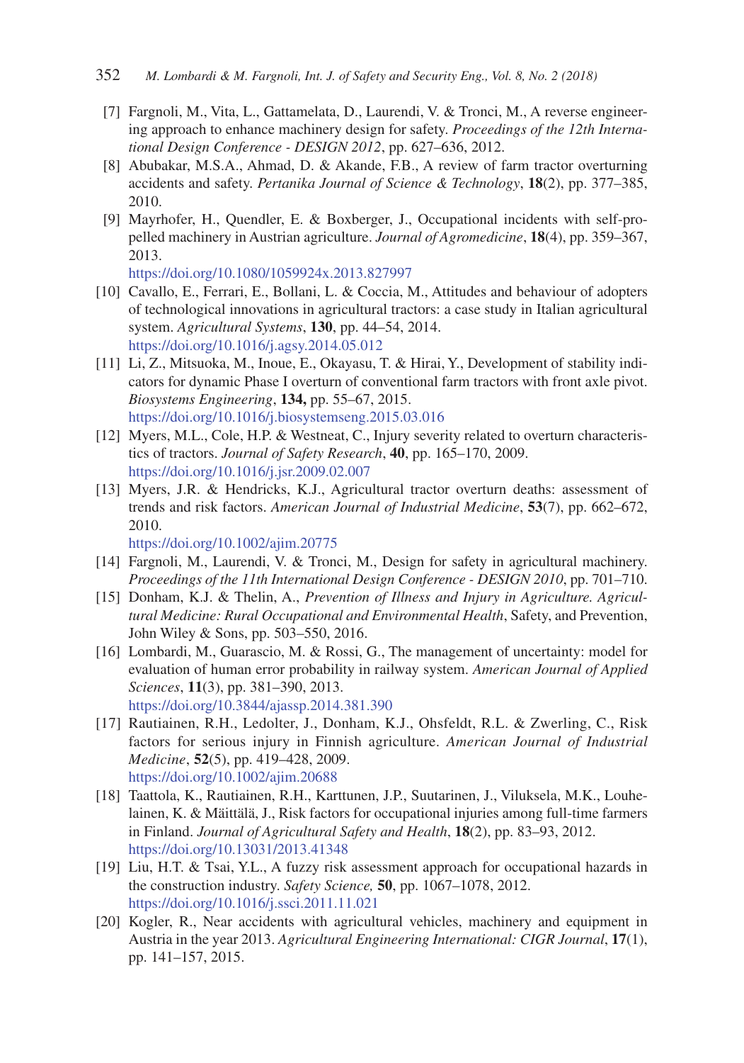[7] Fargnoli, M., Vita, L., Gattamelata, D., Laurendi, V. & Tronci, M., A reverse engineering approach to enhance machinery design for safety. *Proceedings of the 12th International Design Conference - DESIGN 2012*, pp. 627–636, 2012.

[8] Abubakar, M.S.A., Ahmad, D. & Akande, F.B., A review of farm tractor overturning accidents and safety. *Pertanika Journal of Science & Technology*, **18**(2), pp. 377–385, 2010.

[9] Mayrhofer, H., Quendler, E. & Boxberger, J., Occupational incidents with self-propelled machinery in Austrian agriculture. *Journal of Agromedicine*, **18**(4), pp. 359–367, 2013.
https://doi.org/10.1080/1059924x.2013.827997

[10] Cavallo, E., Ferrari, E., Bollani, L. & Coccia, M., Attitudes and behaviour of adopters of technological innovations in agricultural tractors: a case study in Italian agricultural system. *Agricultural Systems*, **130**, pp. 44–54, 2014.
https://doi.org/10.1016/j.agsy.2014.05.012

[11] Li, Z., Mitsuoka, M., Inoue, E., Okayasu, T. & Hirai, Y., Development of stability indicators for dynamic Phase I overturn of conventional farm tractors with front axle pivot. *Biosystems Engineering*, **134,** pp. 55–67, 2015.
https://doi.org/10.1016/j.biosystemseng.2015.03.016

[12] Myers, M.L., Cole, H.P. & Westneat, C., Injury severity related to overturn characteristics of tractors. *Journal of Safety Research*, **40**, pp. 165–170, 2009.
https://doi.org/10.1016/j.jsr.2009.02.007

[13] Myers, J.R. & Hendricks, K.J., Agricultural tractor overturn deaths: assessment of trends and risk factors. *American Journal of Industrial Medicine*, **53**(7), pp. 662–672, 2010.
https://doi.org/10.1002/ajim.20775

[14] Fargnoli, M., Laurendi, V. & Tronci, M., Design for safety in agricultural machinery. *Proceedings of the 11th International Design Conference - DESIGN 2010*, pp. 701–710.

[15] Donham, K.J. & Thelin, A., *Prevention of Illness and Injury in Agriculture. Agricultural Medicine: Rural Occupational and Environmental Health*, Safety, and Prevention, John Wiley & Sons, pp. 503–550, 2016.

[16] Lombardi, M., Guarascio, M. & Rossi, G., The management of uncertainty: model for evaluation of human error probability in railway system. *American Journal of Applied Sciences*, **11**(3), pp. 381–390, 2013.
https://doi.org/10.3844/ajassp.2014.381.390

[17] Rautiainen, R.H., Ledolter, J., Donham, K.J., Ohsfeldt, R.L. & Zwerling, C., Risk factors for serious injury in Finnish agriculture. *American Journal of Industrial Medicine*, **52**(5), pp. 419–428, 2009.
https://doi.org/10.1002/ajim.20688

[18] Taattola, K., Rautiainen, R.H., Karttunen, J.P., Suutarinen, J., Viluksela, M.K., Louhelainen, K. & Mäittälä, J., Risk factors for occupational injuries among full-time farmers in Finland. *Journal of Agricultural Safety and Health*, **18**(2), pp. 83–93, 2012.
https://doi.org/10.13031/2013.41348

[19] Liu, H.T. & Tsai, Y.L., A fuzzy risk assessment approach for occupational hazards in the construction industry. *Safety Science,* **50**, pp. 1067–1078, 2012.
https://doi.org/10.1016/j.ssci.2011.11.021

[20] Kogler, R., Near accidents with agricultural vehicles, machinery and equipment in Austria in the year 2013. *Agricultural Engineering International: CIGR Journal*, **17**(1), pp. 141–157, 2015.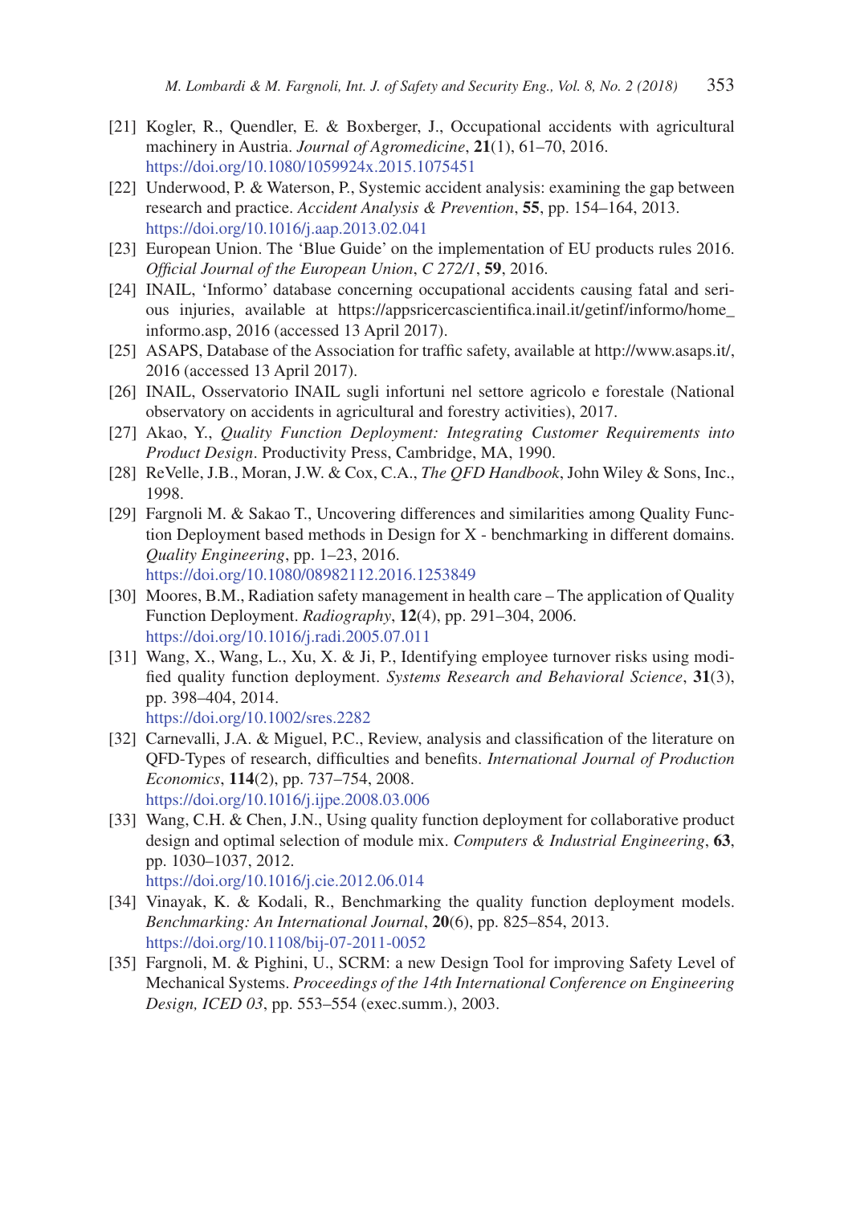[21] Kogler, R., Quendler, E. & Boxberger, J., Occupational accidents with agricultural machinery in Austria. *Journal of Agromedicine*, **21**(1), 61–70, 2016. https://doi.org/10.1080/1059924x.2015.1075451

[22] Underwood, P. & Waterson, P., Systemic accident analysis: examining the gap between research and practice. *Accident Analysis & Prevention*, **55**, pp. 154–164, 2013. https://doi.org/10.1016/j.aap.2013.02.041

[23] European Union. The 'Blue Guide' on the implementation of EU products rules 2016. *Official Journal of the European Union*, *C 272/1*, **59**, 2016.

[24] INAIL, 'Informo' database concerning occupational accidents causing fatal and serious injuries, available at https://appsricercascientifica.inail.it/getinf/informo/home_informo.asp, 2016 (accessed 13 April 2017).

[25] ASAPS, Database of the Association for traffic safety, available at http://www.asaps.it/, 2016 (accessed 13 April 2017).

[26] INAIL, Osservatorio INAIL sugli infortuni nel settore agricolo e forestale (National observatory on accidents in agricultural and forestry activities), 2017.

[27] Akao, Y., *Quality Function Deployment: Integrating Customer Requirements into Product Design*. Productivity Press, Cambridge, MA, 1990.

[28] ReVelle, J.B., Moran, J.W. & Cox, C.A., *The QFD Handbook*, John Wiley & Sons, Inc., 1998.

[29] Fargnoli M. & Sakao T., Uncovering differences and similarities among Quality Function Deployment based methods in Design for X - benchmarking in different domains. *Quality Engineering*, pp. 1–23, 2016. https://doi.org/10.1080/08982112.2016.1253849

[30] Moores, B.M., Radiation safety management in health care – The application of Quality Function Deployment. *Radiography*, **12**(4), pp. 291–304, 2006. https://doi.org/10.1016/j.radi.2005.07.011

[31] Wang, X., Wang, L., Xu, X. & Ji, P., Identifying employee turnover risks using modified quality function deployment. *Systems Research and Behavioral Science*, **31**(3), pp. 398–404, 2014. https://doi.org/10.1002/sres.2282

[32] Carnevalli, J.A. & Miguel, P.C., Review, analysis and classification of the literature on QFD-Types of research, difficulties and benefits. *International Journal of Production Economics*, **114**(2), pp. 737–754, 2008. https://doi.org/10.1016/j.ijpe.2008.03.006

[33] Wang, C.H. & Chen, J.N., Using quality function deployment for collaborative product design and optimal selection of module mix. *Computers & Industrial Engineering*, **63**, pp. 1030–1037, 2012. https://doi.org/10.1016/j.cie.2012.06.014

[34] Vinayak, K. & Kodali, R., Benchmarking the quality function deployment models. *Benchmarking: An International Journal*, **20**(6), pp. 825–854, 2013. https://doi.org/10.1108/bij-07-2011-0052

[35] Fargnoli, M. & Pighini, U., SCRM: a new Design Tool for improving Safety Level of Mechanical Systems. *Proceedings of the 14th International Conference on Engineering Design, ICED 03*, pp. 553–554 (exec.summ.), 2003.